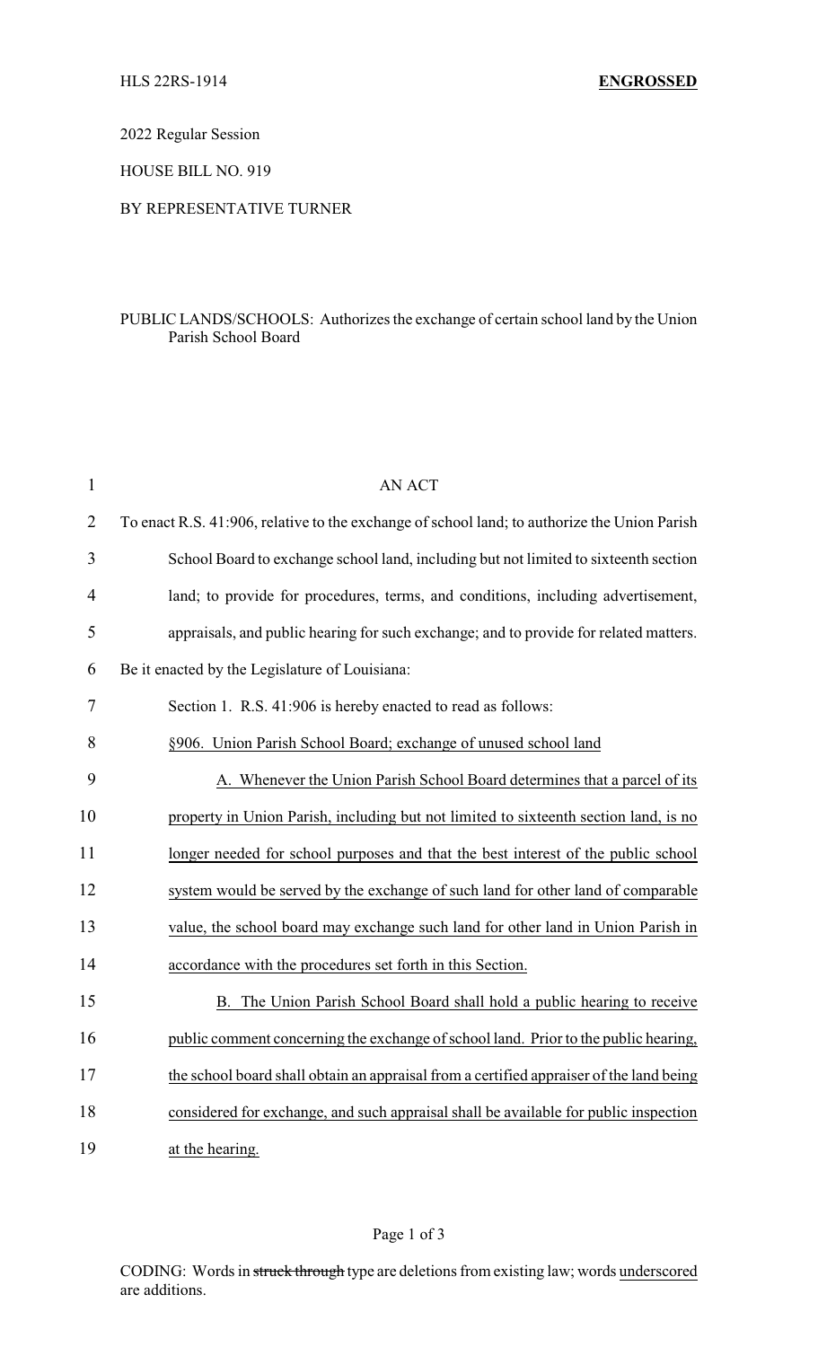HLS 22RS-1914 **ENGROSSED**

2022 Regular Session

HOUSE BILL NO. 919

BY REPRESENTATIVE TURNER

PUBLIC LANDS/SCHOOLS: Authorizes the exchange of certain school land by the Union Parish School Board

AN ACT

To enact R.S. 41:906, relative to the exchange of school land; to authorize the Union Parish School Board to exchange school land, including but not limited to sixteenth section land; to provide for procedures, terms, and conditions, including advertisement, appraisals, and public hearing for such exchange; and to provide for related matters.

Be it enacted by the Legislature of Louisiana:

Section 1. R.S. 41:906 is hereby enacted to read as follows:

§906. Union Parish School Board; exchange of unused school land

A. Whenever the Union Parish School Board determines that a parcel of its property in Union Parish, including but not limited to sixteenth section land, is no longer needed for school purposes and that the best interest of the public school system would be served by the exchange of such land for other land of comparable value, the school board may exchange such land for other land in Union Parish in accordance with the procedures set forth in this Section.

B. The Union Parish School Board shall hold a public hearing to receive public comment concerning the exchange of school land. Prior to the public hearing, the school board shall obtain an appraisal from a certified appraiser of the land being considered for exchange, and such appraisal shall be available for public inspection at the hearing.

CODING: Words in ~~struck through~~ type are deletions from existing law; words underscored are additions.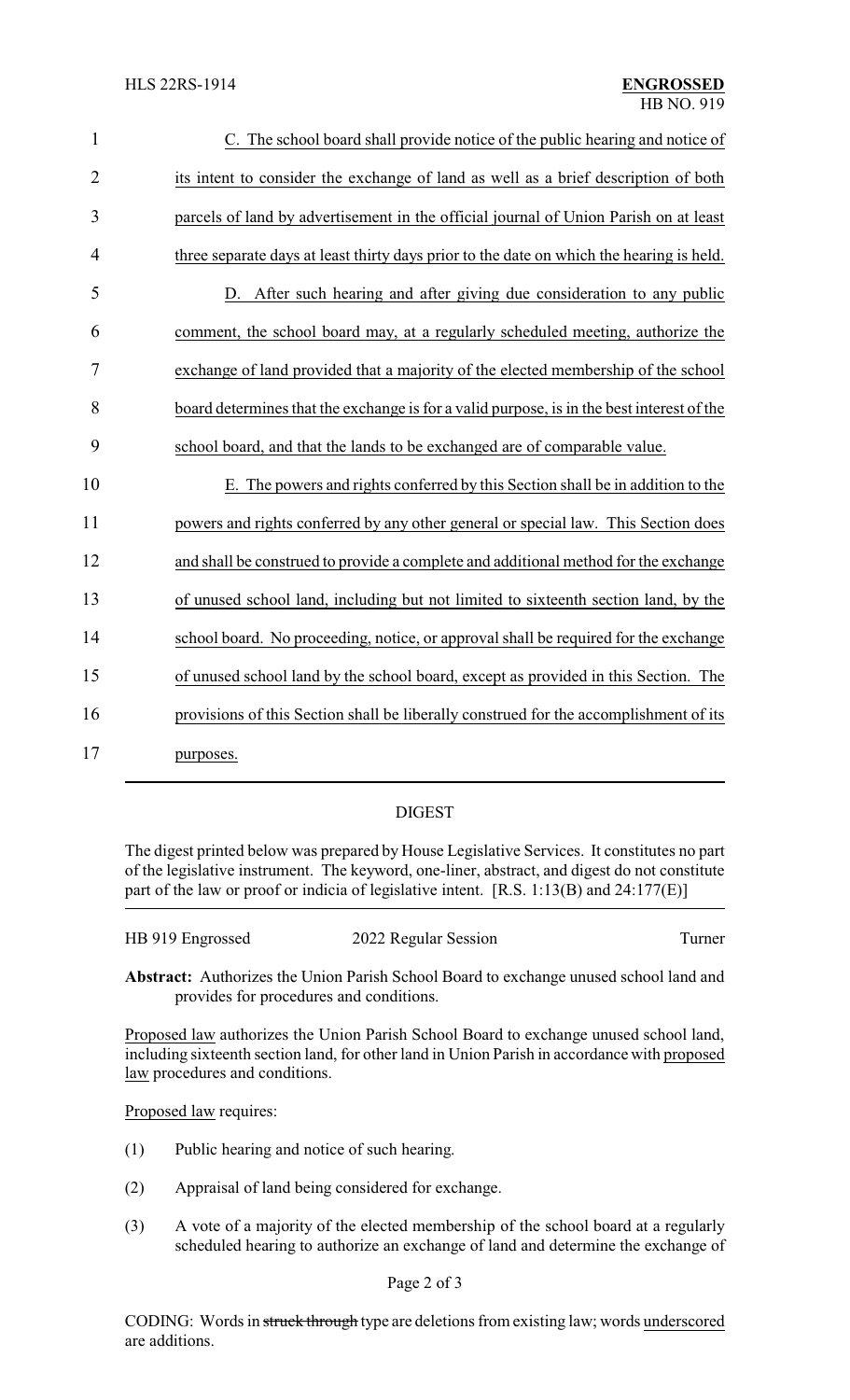C. The school board shall provide notice of the public hearing and notice of its intent to consider the exchange of land as well as a brief description of both parcels of land by advertisement in the official journal of Union Parish on at least three separate days at least thirty days prior to the date on which the hearing is held.

D. After such hearing and after giving due consideration to any public comment, the school board may, at a regularly scheduled meeting, authorize the exchange of land provided that a majority of the elected membership of the school board determines that the exchange is for a valid purpose, is in the best interest of the school board, and that the lands to be exchanged are of comparable value.

E. The powers and rights conferred by this Section shall be in addition to the powers and rights conferred by any other general or special law. This Section does and shall be construed to provide a complete and additional method for the exchange of unused school land, including but not limited to sixteenth section land, by the school board. No proceeding, notice, or approval shall be required for the exchange of unused school land by the school board, except as provided in this Section. The provisions of this Section shall be liberally construed for the accomplishment of its purposes.

## DIGEST

The digest printed below was prepared by House Legislative Services. It constitutes no part of the legislative instrument. The keyword, one-liner, abstract, and digest do not constitute part of the law or proof or indicia of legislative intent. [R.S. 1:13(B) and 24:177(E)]

HB 919 Engrossed — 2022 Regular Session — Turner

**Abstract:** Authorizes the Union Parish School Board to exchange unused school land and provides for procedures and conditions.

Proposed law authorizes the Union Parish School Board to exchange unused school land, including sixteenth section land, for other land in Union Parish in accordance with proposed law procedures and conditions.

Proposed law requires:

(1) Public hearing and notice of such hearing.

(2) Appraisal of land being considered for exchange.

(3) A vote of a majority of the elected membership of the school board at a regularly scheduled hearing to authorize an exchange of land and determine the exchange of

CODING: Words in ~~struck through~~ type are deletions from existing law; words underscored are additions.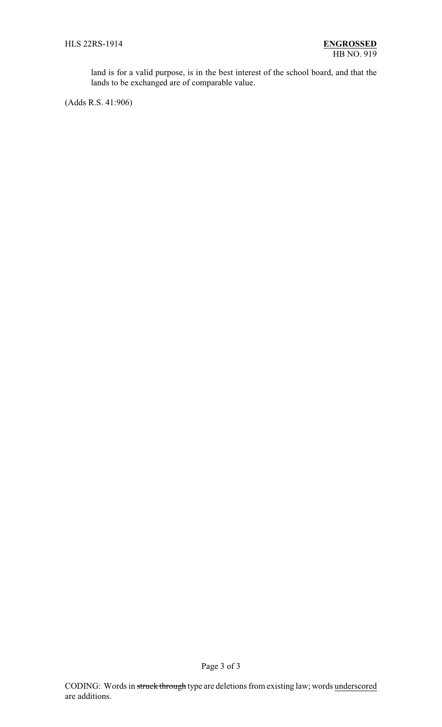land is for a valid purpose, is in the best interest of the school board, and that the lands to be exchanged are of comparable value.

(Adds R.S. 41:906)

CODING: Words in ~~struck through~~ type are deletions from existing law; words <u>underscored</u> are additions.